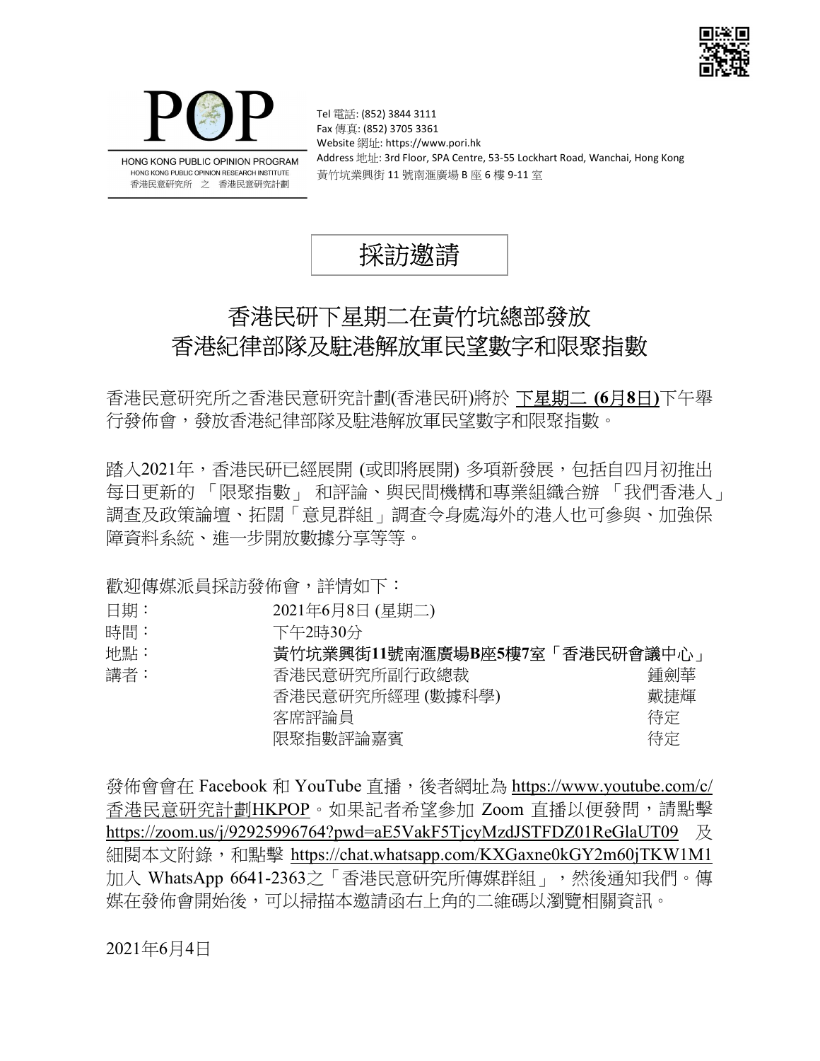POP

HONG KONG PUBLIC OPINION PROGRAM
HONG KONG PUBLIC OPINION RESEARCH INSTITUTE
香港民意研究所 之 香港民意研究計劃

Tel 電話: (852) 3844 3111
Fax 傳真: (852) 3705 3361
Website 網址: https://www.pori.hk
Address 地址: 3rd Floor, SPA Centre, 53-55 Lockhart Road, Wanchai, Hong Kong
黃竹坑業興街 11 號南滙廣場 B 座 6 樓 9-11 室

# 採訪邀請

## 香港民研下星期二在黃竹坑總部發放
## 香港紀律部隊及駐港解放軍民望數字和限聚指數

香港民意研究所之香港民意研究計劃(香港民研)將於 下星期二 **(6月8日)**下午舉行發佈會，發放香港紀律部隊及駐港解放軍民望數字和限聚指數。

踏入2021年，香港民研已經展開 (或即將展開) 多項新發展，包括自四月初推出每日更新的 「限聚指數」 和評論、與民間機構和專業組織合辦 「我們香港人」 調查及政策論壇、拓闊「意見群組」調查令身處海外的港人也可參與、加強保障資料系統、進一步開放數據分享等等。

歡迎傳媒派員採訪發佈會，詳情如下：

| | | |
|---|---|---|
| 日期： | 2021年6月8日 (星期二) | |
| 時間： | 下午2時30分 | |
| 地點： | **黃竹坑業興街11號南滙廣場B座5樓7室「香港民研會議中心」** | |
| 講者： | 香港民意研究所副行政總裁 | 鍾劍華 |
| | 香港民意研究所經理 (數據科學) | 戴捷輝 |
| | 客席評論員 | 待定 |
| | 限聚指數評論嘉賓 | 待定 |

發佈會會在 Facebook 和 YouTube 直播，後者網址為 https://www.youtube.com/c/香港民意研究計劃HKPOP。如果記者希望參加 Zoom 直播以便發問，請點擊 https://zoom.us/j/92925996764?pwd=aE5VakF5TjcyMzdJSTFDZ01ReGlaUT09 及細閱本文附錄，和點擊 https://chat.whatsapp.com/KXGaxne0kGY2m60jTKW1M1 加入 WhatsApp 6641-2363之「香港民意研究所傳媒群組」，然後通知我們。傳媒在發佈會開始後，可以掃描本邀請函右上角的二維碼以瀏覽相關資訊。

2021年6月4日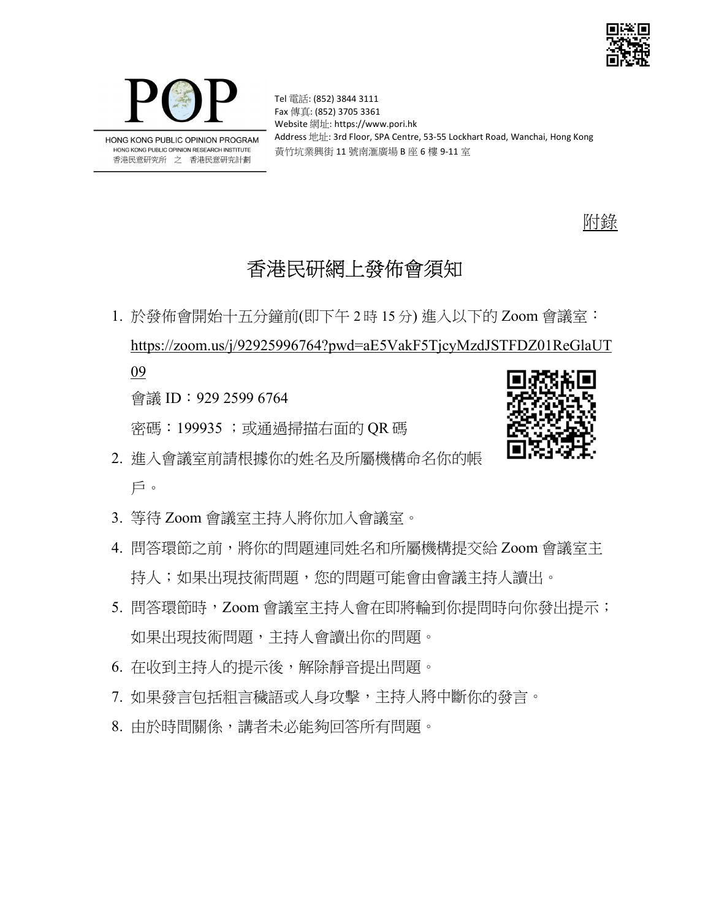Tel 電話: (852) 3844 3111
Fax 傳真: (852) 3705 3361
Website 網址: https://www.pori.hk
Address 地址: 3rd Floor, SPA Centre, 53-55 Lockhart Road, Wanchai, Hong Kong
黃竹坑業興街 11 號南滙廣場 B 座 6 樓 9-11 室

HONG KONG PUBLIC OPINION PROGRAM
HONG KONG PUBLIC OPINION RESEARCH INSTITUTE
香港民意研究所 之 香港民意研究計劃

附錄

# 香港民研網上發佈會須知

1. 於發佈會開始十五分鐘前(即下午 2 時 15 分) 進入以下的 Zoom 會議室：
   https://zoom.us/j/92925996764?pwd=aE5VakF5TjcyMzdJSTFDZ01ReGlaUT09
   會議 ID：929 2599 6764
   密碼：199935 ；或通過掃描右面的 QR 碼
2. 進入會議室前請根據你的姓名及所屬機構命名你的帳戶。
3. 等待 Zoom 會議室主持人將你加入會議室。
4. 問答環節之前，將你的問題連同姓名和所屬機構提交給 Zoom 會議室主持人；如果出現技術問題，您的問題可能會由會議主持人讀出。
5. 問答環節時，Zoom 會議室主持人會在即將輪到你提問時向你發出提示；如果出現技術問題，主持人會讀出你的問題。
6. 在收到主持人的提示後，解除靜音提出問題。
7. 如果發言包括粗言穢語或人身攻擊，主持人將中斷你的發言。
8. 由於時間關係，講者未必能夠回答所有問題。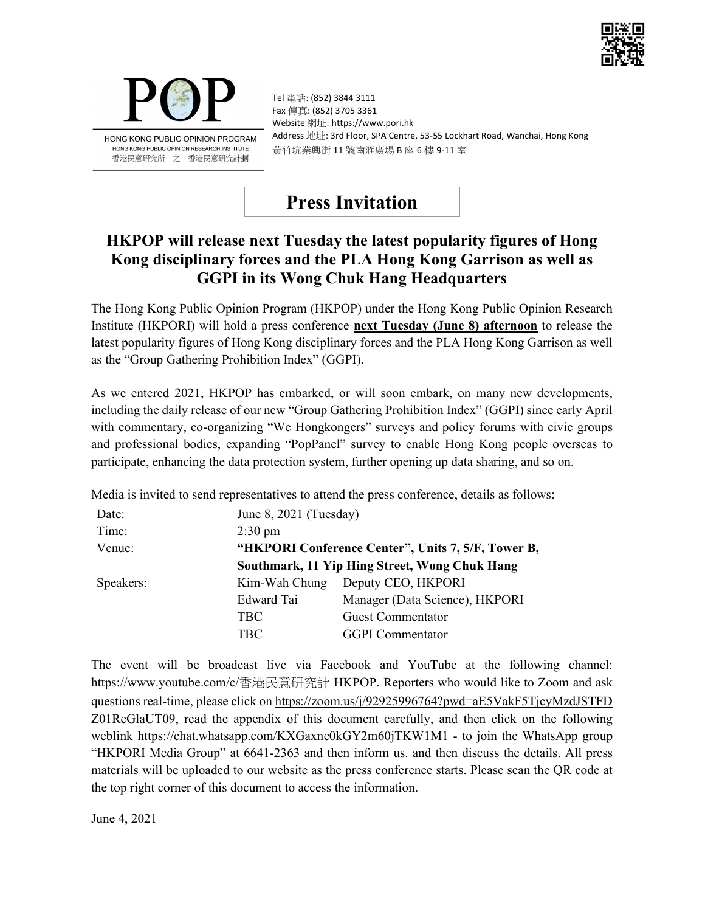POP

HONG KONG PUBLIC OPINION PROGRAM
HONG KONG PUBLIC OPINION RESEARCH INSTITUTE
香港民意研究所 之 香港民意研究計劃

Tel 電話: (852) 3844 3111
Fax 傳真: (852) 3705 3361
Website 網址: https://www.pori.hk
Address 地址: 3rd Floor, SPA Centre, 53-55 Lockhart Road, Wanchai, Hong Kong
黃竹坑業興街 11 號南滙廣場 B 座 6 樓 9-11 室

# Press Invitation

## HKPOP will release next Tuesday the latest popularity figures of Hong Kong disciplinary forces and the PLA Hong Kong Garrison as well as GGPI in its Wong Chuk Hang Headquarters

The Hong Kong Public Opinion Program (HKPOP) under the Hong Kong Public Opinion Research Institute (HKPORI) will hold a press conference **next Tuesday (June 8) afternoon** to release the latest popularity figures of Hong Kong disciplinary forces and the PLA Hong Kong Garrison as well as the “Group Gathering Prohibition Index” (GGPI).

As we entered 2021, HKPOP has embarked, or will soon embark, on many new developments, including the daily release of our new “Group Gathering Prohibition Index” (GGPI) since early April with commentary, co-organizing “We Hongkongers” surveys and policy forums with civic groups and professional bodies, expanding “PopPanel” survey to enable Hong Kong people overseas to participate, enhancing the data protection system, further opening up data sharing, and so on.

Media is invited to send representatives to attend the press conference, details as follows:

| | | |
|---|---|---|
| Date: | June 8, 2021 (Tuesday) | |
| Time: | 2:30 pm | |
| Venue: | **“HKPORI Conference Center”, Units 7, 5/F, Tower B, Southmark, 11 Yip Hing Street, Wong Chuk Hang** | |
| Speakers: | Kim-Wah Chung | Deputy CEO, HKPORI |
| | Edward Tai | Manager (Data Science), HKPORI |
| | TBC | Guest Commentator |
| | TBC | GGPI Commentator |

The event will be broadcast live via Facebook and YouTube at the following channel: https://www.youtube.com/c/香港民意研究計 HKPOP. Reporters who would like to Zoom and ask questions real-time, please click on https://zoom.us/j/92925996764?pwd=aE5VakF5TjcyMzdJSTFDZ01ReGlaUT09, read the appendix of this document carefully, and then click on the following weblink https://chat.whatsapp.com/KXGaxne0kGY2m60jTKW1M1 - to join the WhatsApp group “HKPORI Media Group” at 6641-2363 and then inform us. and then discuss the details. All press materials will be uploaded to our website as the press conference starts. Please scan the QR code at the top right corner of this document to access the information.

June 4, 2021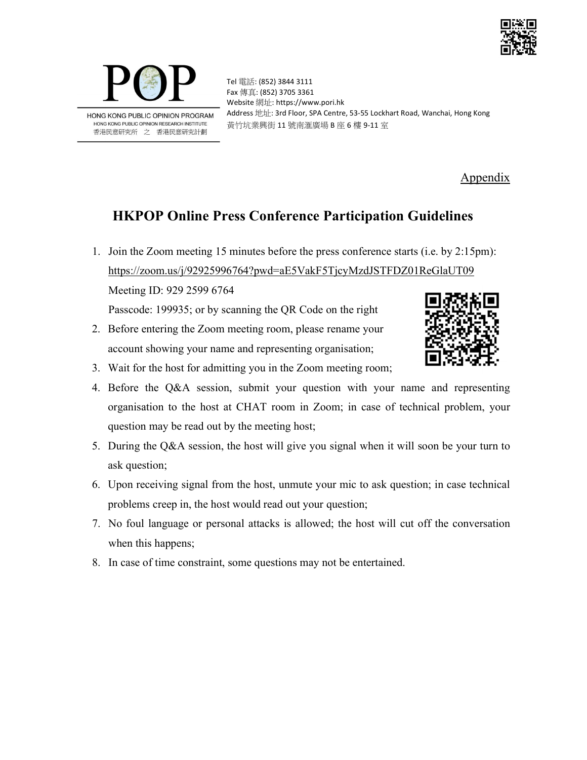Tel 電話: (852) 3844 3111
Fax 傳真: (852) 3705 3361
Website 網址: https://www.pori.hk
Address 地址: 3rd Floor, SPA Centre, 53-55 Lockhart Road, Wanchai, Hong Kong
黃竹坑業興街 11 號南滙廣場 B 座 6 樓 9-11 室

HONG KONG PUBLIC OPINION PROGRAM
HONG KONG PUBLIC OPINION RESEARCH INSTITUTE
香港民意研究所 之 香港民意研究計劃

Appendix

# HKPOP Online Press Conference Participation Guidelines

1. Join the Zoom meeting 15 minutes before the press conference starts (i.e. by 2:15pm): https://zoom.us/j/92925996764?pwd=aE5VakF5TjcyMzdJSTFDZ01ReGlaUT09
   Meeting ID: 929 2599 6764
   Passcode: 199935; or by scanning the QR Code on the right
2. Before entering the Zoom meeting room, please rename your account showing your name and representing organisation;
3. Wait for the host for admitting you in the Zoom meeting room;
4. Before the Q&A session, submit your question with your name and representing organisation to the host at CHAT room in Zoom; in case of technical problem, your question may be read out by the meeting host;
5. During the Q&A session, the host will give you signal when it will soon be your turn to ask question;
6. Upon receiving signal from the host, unmute your mic to ask question; in case technical problems creep in, the host would read out your question;
7. No foul language or personal attacks is allowed; the host will cut off the conversation when this happens;
8. In case of time constraint, some questions may not be entertained.